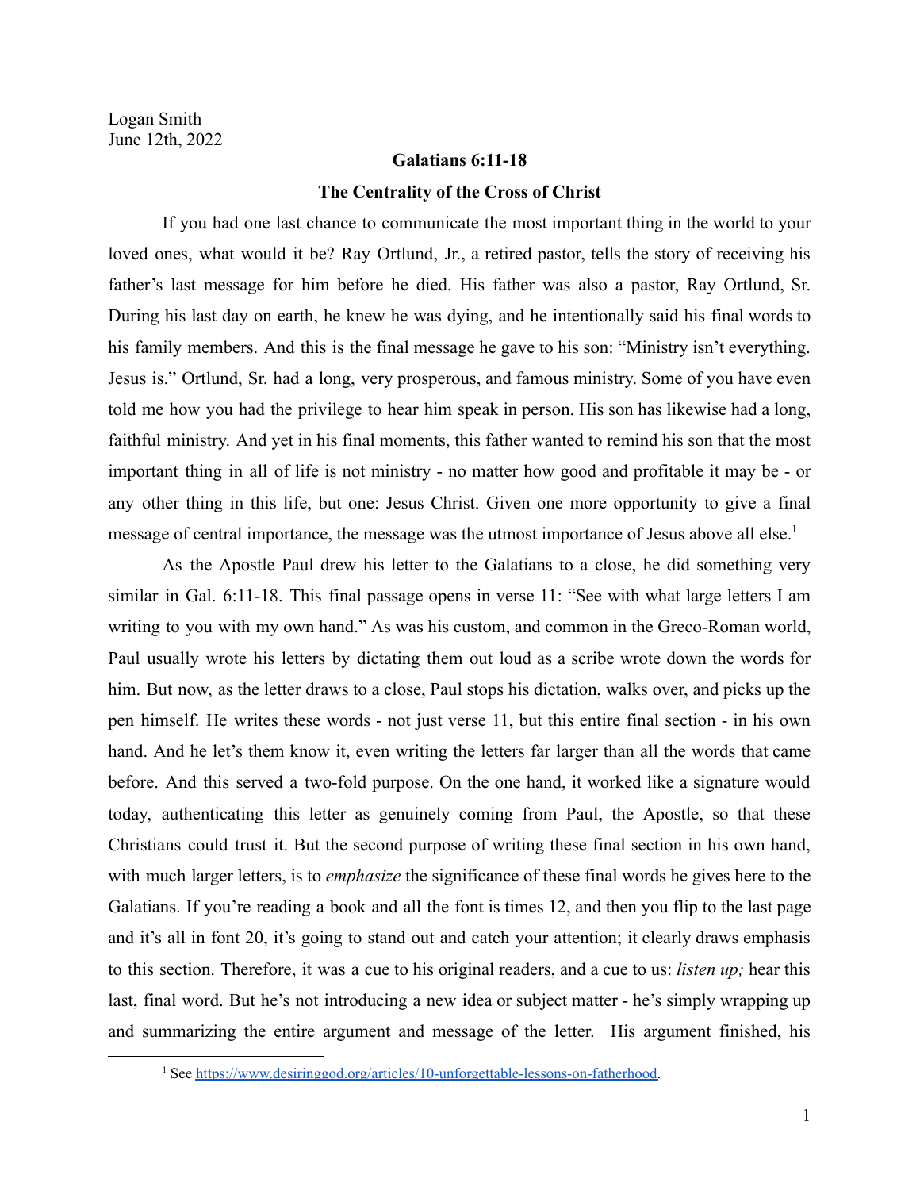Logan Smith
June 12th, 2022

**Galatians 6:11-18**

**The Centrality of the Cross of Christ**

If you had one last chance to communicate the most important thing in the world to your loved ones, what would it be? Ray Ortlund, Jr., a retired pastor, tells the story of receiving his father's last message for him before he died. His father was also a pastor, Ray Ortlund, Sr. During his last day on earth, he knew he was dying, and he intentionally said his final words to his family members. And this is the final message he gave to his son: "Ministry isn't everything. Jesus is." Ortlund, Sr. had a long, very prosperous, and famous ministry. Some of you have even told me how you had the privilege to hear him speak in person. His son has likewise had a long, faithful ministry. And yet in his final moments, this father wanted to remind his son that the most important thing in all of life is not ministry - no matter how good and profitable it may be - or any other thing in this life, but one: Jesus Christ. Given one more opportunity to give a final message of central importance, the message was the utmost importance of Jesus above all else.[1]

As the Apostle Paul drew his letter to the Galatians to a close, he did something very similar in Gal. 6:11-18. This final passage opens in verse 11: "See with what large letters I am writing to you with my own hand." As was his custom, and common in the Greco-Roman world, Paul usually wrote his letters by dictating them out loud as a scribe wrote down the words for him. But now, as the letter draws to a close, Paul stops his dictation, walks over, and picks up the pen himself. He writes these words - not just verse 11, but this entire final section - in his own hand. And he let's them know it, even writing the letters far larger than all the words that came before. And this served a two-fold purpose. On the one hand, it worked like a signature would today, authenticating this letter as genuinely coming from Paul, the Apostle, so that these Christians could trust it. But the second purpose of writing these final section in his own hand, with much larger letters, is to *emphasize* the significance of these final words he gives here to the Galatians. If you're reading a book and all the font is times 12, and then you flip to the last page and it's all in font 20, it's going to stand out and catch your attention; it clearly draws emphasis to this section. Therefore, it was a cue to his original readers, and a cue to us: *listen up;* hear this last, final word. But he's not introducing a new idea or subject matter - he's simply wrapping up and summarizing the entire argument and message of the letter. His argument finished, his

[1] See https://www.desiringgod.org/articles/10-unforgettable-lessons-on-fatherhood.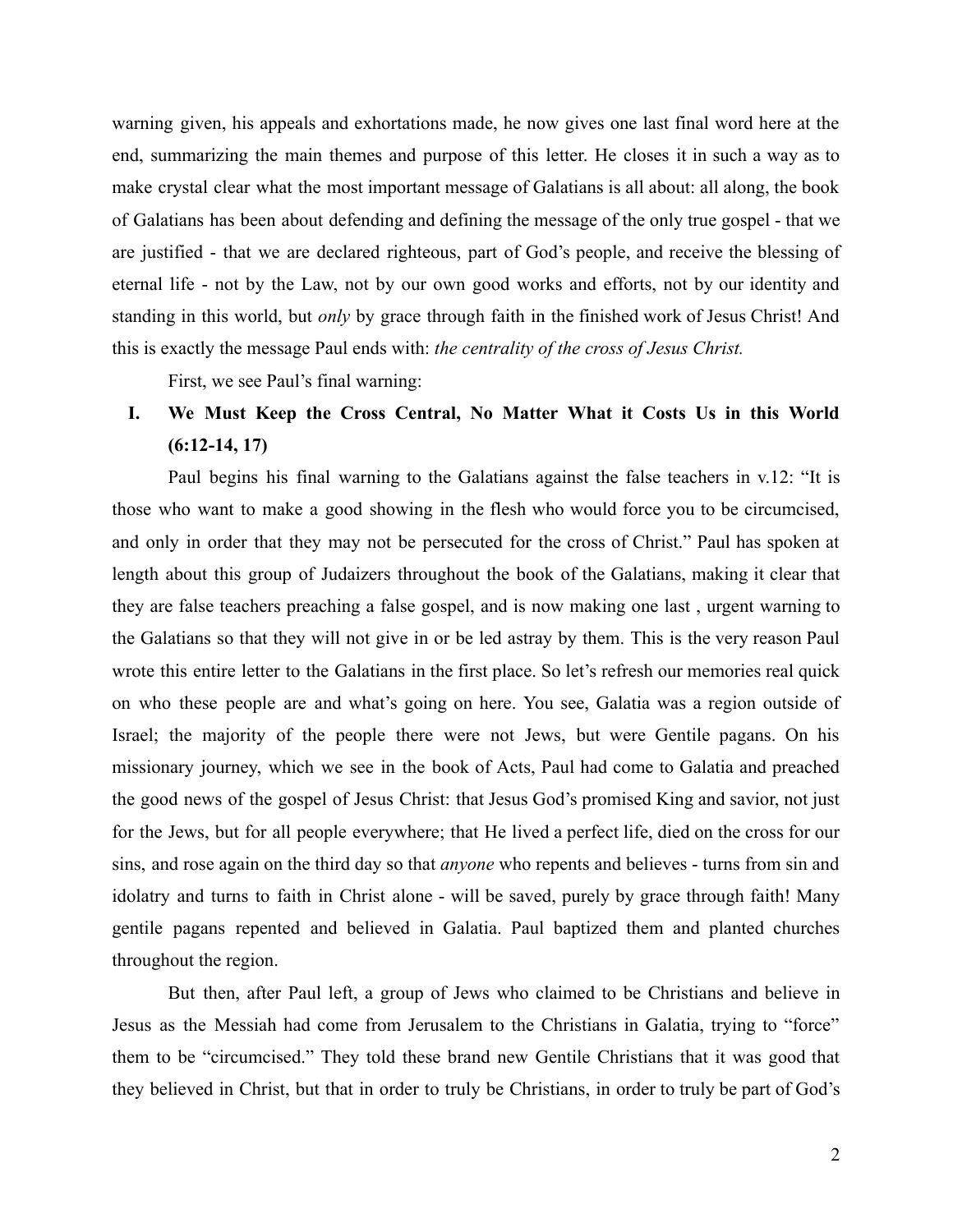warning given, his appeals and exhortations made, he now gives one last final word here at the end, summarizing the main themes and purpose of this letter. He closes it in such a way as to make crystal clear what the most important message of Galatians is all about: all along, the book of Galatians has been about defending and defining the message of the only true gospel - that we are justified - that we are declared righteous, part of God's people, and receive the blessing of eternal life - not by the Law, not by our own good works and efforts, not by our identity and standing in this world, but *only* by grace through faith in the finished work of Jesus Christ! And this is exactly the message Paul ends with: *the centrality of the cross of Jesus Christ.*

First, we see Paul's final warning:

## I. We Must Keep the Cross Central, No Matter What it Costs Us in this World (6:12-14, 17)

Paul begins his final warning to the Galatians against the false teachers in v.12: "It is those who want to make a good showing in the flesh who would force you to be circumcised, and only in order that they may not be persecuted for the cross of Christ." Paul has spoken at length about this group of Judaizers throughout the book of the Galatians, making it clear that they are false teachers preaching a false gospel, and is now making one last , urgent warning to the Galatians so that they will not give in or be led astray by them. This is the very reason Paul wrote this entire letter to the Galatians in the first place. So let's refresh our memories real quick on who these people are and what's going on here. You see, Galatia was a region outside of Israel; the majority of the people there were not Jews, but were Gentile pagans. On his missionary journey, which we see in the book of Acts, Paul had come to Galatia and preached the good news of the gospel of Jesus Christ: that Jesus God's promised King and savior, not just for the Jews, but for all people everywhere; that He lived a perfect life, died on the cross for our sins, and rose again on the third day so that *anyone* who repents and believes - turns from sin and idolatry and turns to faith in Christ alone - will be saved, purely by grace through faith! Many gentile pagans repented and believed in Galatia. Paul baptized them and planted churches throughout the region.

But then, after Paul left, a group of Jews who claimed to be Christians and believe in Jesus as the Messiah had come from Jerusalem to the Christians in Galatia, trying to "force" them to be "circumcised." They told these brand new Gentile Christians that it was good that they believed in Christ, but that in order to truly be Christians, in order to truly be part of God's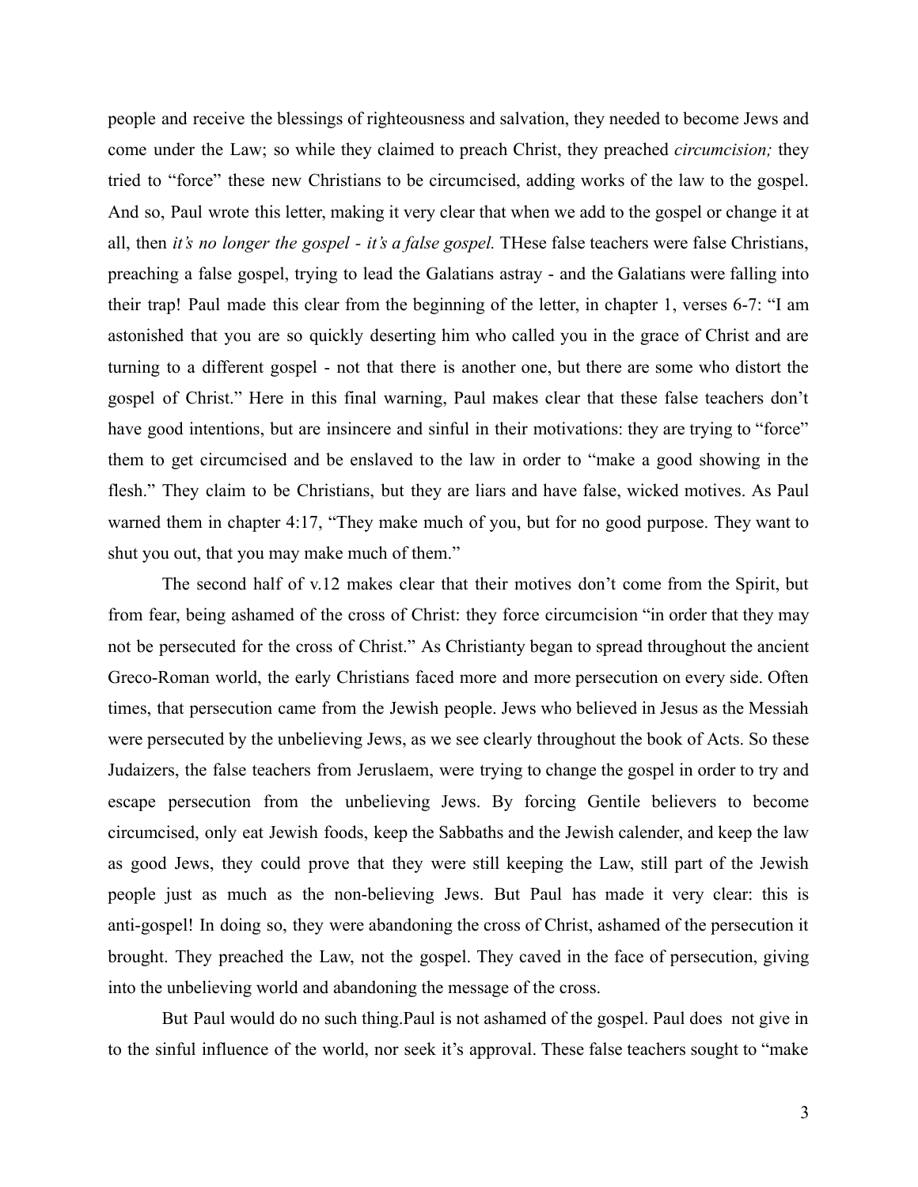people and receive the blessings of righteousness and salvation, they needed to become Jews and come under the Law; so while they claimed to preach Christ, they preached *circumcision;* they tried to "force" these new Christians to be circumcised, adding works of the law to the gospel. And so, Paul wrote this letter, making it very clear that when we add to the gospel or change it at all, then *it's no longer the gospel - it's a false gospel.* THese false teachers were false Christians, preaching a false gospel, trying to lead the Galatians astray - and the Galatians were falling into their trap! Paul made this clear from the beginning of the letter, in chapter 1, verses 6-7: "I am astonished that you are so quickly deserting him who called you in the grace of Christ and are turning to a different gospel - not that there is another one, but there are some who distort the gospel of Christ." Here in this final warning, Paul makes clear that these false teachers don't have good intentions, but are insincere and sinful in their motivations: they are trying to "force" them to get circumcised and be enslaved to the law in order to "make a good showing in the flesh." They claim to be Christians, but they are liars and have false, wicked motives. As Paul warned them in chapter 4:17, "They make much of you, but for no good purpose. They want to shut you out, that you may make much of them."

The second half of v.12 makes clear that their motives don't come from the Spirit, but from fear, being ashamed of the cross of Christ: they force circumcision "in order that they may not be persecuted for the cross of Christ." As Christianty began to spread throughout the ancient Greco-Roman world, the early Christians faced more and more persecution on every side. Often times, that persecution came from the Jewish people. Jews who believed in Jesus as the Messiah were persecuted by the unbelieving Jews, as we see clearly throughout the book of Acts. So these Judaizers, the false teachers from Jeruslaem, were trying to change the gospel in order to try and escape persecution from the unbelieving Jews. By forcing Gentile believers to become circumcised, only eat Jewish foods, keep the Sabbaths and the Jewish calender, and keep the law as good Jews, they could prove that they were still keeping the Law, still part of the Jewish people just as much as the non-believing Jews. But Paul has made it very clear: this is anti-gospel! In doing so, they were abandoning the cross of Christ, ashamed of the persecution it brought. They preached the Law, not the gospel. They caved in the face of persecution, giving into the unbelieving world and abandoning the message of the cross.

But Paul would do no such thing.Paul is not ashamed of the gospel. Paul does not give in to the sinful influence of the world, nor seek it's approval. These false teachers sought to "make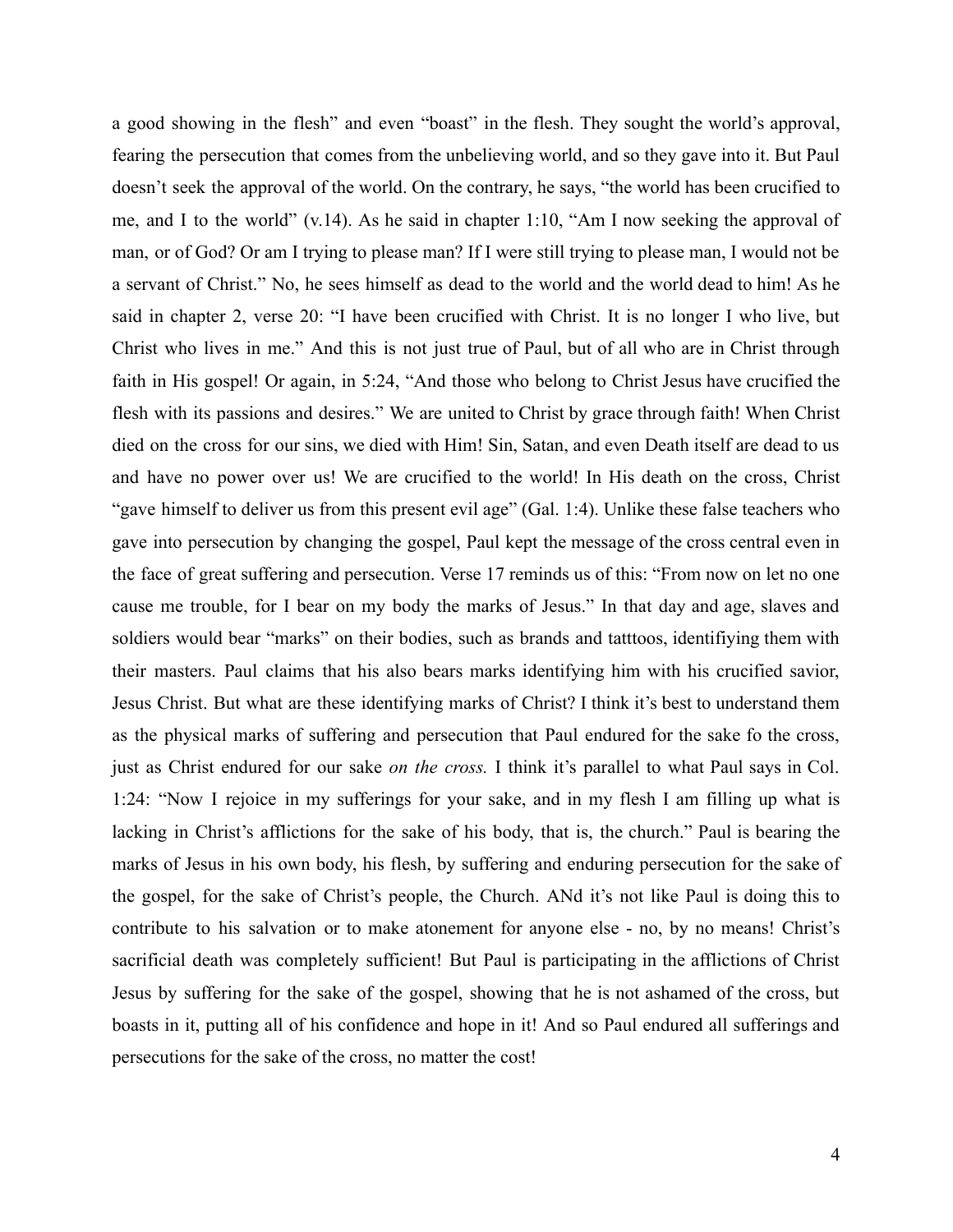a good showing in the flesh" and even "boast" in the flesh. They sought the world's approval, fearing the persecution that comes from the unbelieving world, and so they gave into it. But Paul doesn't seek the approval of the world. On the contrary, he says, "the world has been crucified to me, and I to the world" (v.14). As he said in chapter 1:10, "Am I now seeking the approval of man, or of God? Or am I trying to please man? If I were still trying to please man, I would not be a servant of Christ." No, he sees himself as dead to the world and the world dead to him! As he said in chapter 2, verse 20: "I have been crucified with Christ. It is no longer I who live, but Christ who lives in me." And this is not just true of Paul, but of all who are in Christ through faith in His gospel! Or again, in 5:24, "And those who belong to Christ Jesus have crucified the flesh with its passions and desires." We are united to Christ by grace through faith! When Christ died on the cross for our sins, we died with Him! Sin, Satan, and even Death itself are dead to us and have no power over us! We are crucified to the world! In His death on the cross, Christ "gave himself to deliver us from this present evil age" (Gal. 1:4). Unlike these false teachers who gave into persecution by changing the gospel, Paul kept the message of the cross central even in the face of great suffering and persecution. Verse 17 reminds us of this: "From now on let no one cause me trouble, for I bear on my body the marks of Jesus." In that day and age, slaves and soldiers would bear "marks" on their bodies, such as brands and tatttoos, identifiying them with their masters. Paul claims that his also bears marks identifying him with his crucified savior, Jesus Christ. But what are these identifying marks of Christ? I think it's best to understand them as the physical marks of suffering and persecution that Paul endured for the sake fo the cross, just as Christ endured for our sake *on the cross.* I think it's parallel to what Paul says in Col. 1:24: "Now I rejoice in my sufferings for your sake, and in my flesh I am filling up what is lacking in Christ's afflictions for the sake of his body, that is, the church." Paul is bearing the marks of Jesus in his own body, his flesh, by suffering and enduring persecution for the sake of the gospel, for the sake of Christ's people, the Church. ANd it's not like Paul is doing this to contribute to his salvation or to make atonement for anyone else - no, by no means! Christ's sacrificial death was completely sufficient! But Paul is participating in the afflictions of Christ Jesus by suffering for the sake of the gospel, showing that he is not ashamed of the cross, but boasts in it, putting all of his confidence and hope in it! And so Paul endured all sufferings and persecutions for the sake of the cross, no matter the cost!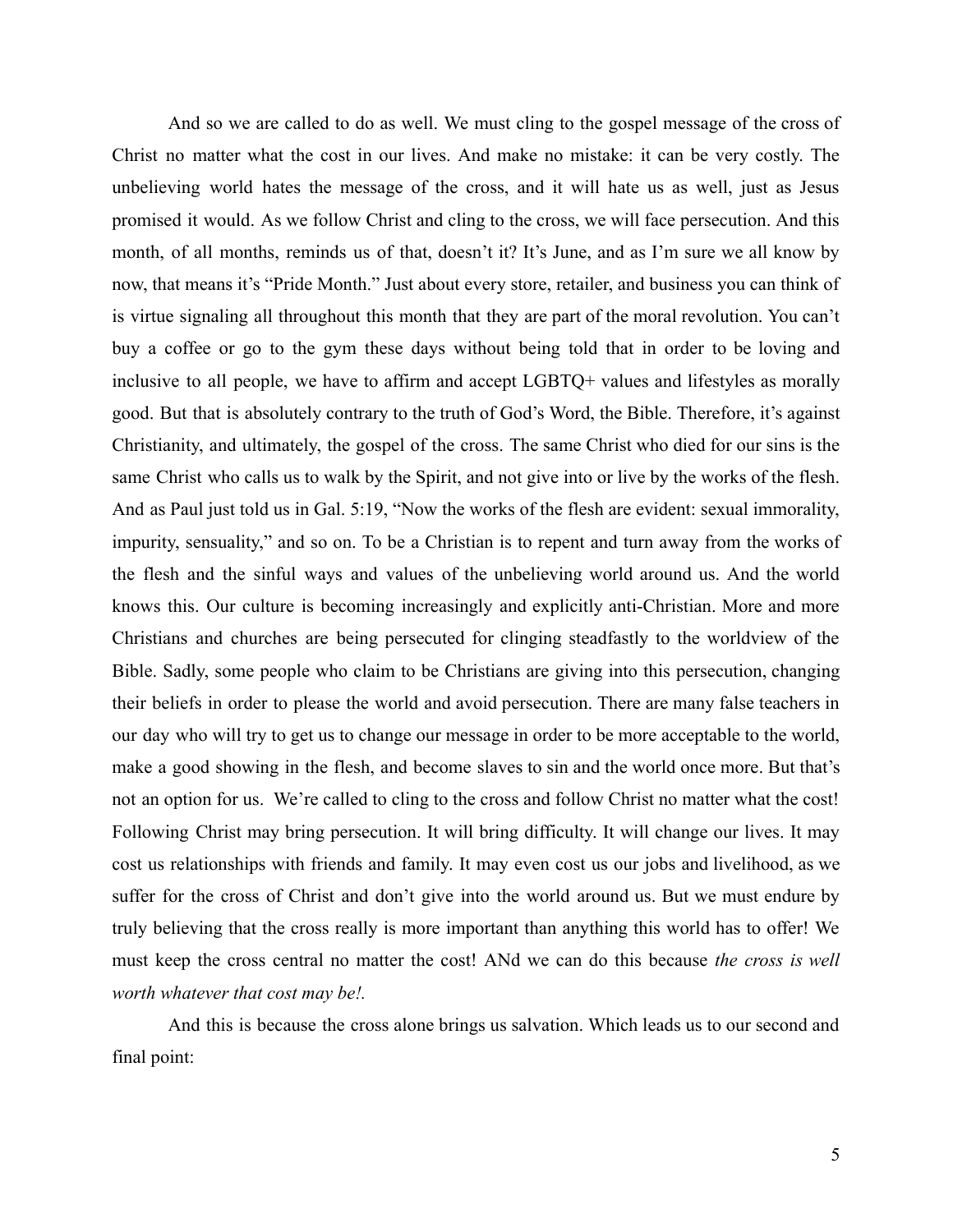And so we are called to do as well. We must cling to the gospel message of the cross of Christ no matter what the cost in our lives. And make no mistake: it can be very costly. The unbelieving world hates the message of the cross, and it will hate us as well, just as Jesus promised it would. As we follow Christ and cling to the cross, we will face persecution. And this month, of all months, reminds us of that, doesn't it? It's June, and as I'm sure we all know by now, that means it's "Pride Month." Just about every store, retailer, and business you can think of is virtue signaling all throughout this month that they are part of the moral revolution. You can't buy a coffee or go to the gym these days without being told that in order to be loving and inclusive to all people, we have to affirm and accept LGBTQ+ values and lifestyles as morally good. But that is absolutely contrary to the truth of God's Word, the Bible. Therefore, it's against Christianity, and ultimately, the gospel of the cross. The same Christ who died for our sins is the same Christ who calls us to walk by the Spirit, and not give into or live by the works of the flesh. And as Paul just told us in Gal. 5:19, "Now the works of the flesh are evident: sexual immorality, impurity, sensuality," and so on. To be a Christian is to repent and turn away from the works of the flesh and the sinful ways and values of the unbelieving world around us. And the world knows this. Our culture is becoming increasingly and explicitly anti-Christian. More and more Christians and churches are being persecuted for clinging steadfastly to the worldview of the Bible. Sadly, some people who claim to be Christians are giving into this persecution, changing their beliefs in order to please the world and avoid persecution. There are many false teachers in our day who will try to get us to change our message in order to be more acceptable to the world, make a good showing in the flesh, and become slaves to sin and the world once more. But that's not an option for us. We're called to cling to the cross and follow Christ no matter what the cost! Following Christ may bring persecution. It will bring difficulty. It will change our lives. It may cost us relationships with friends and family. It may even cost us our jobs and livelihood, as we suffer for the cross of Christ and don't give into the world around us. But we must endure by truly believing that the cross really is more important than anything this world has to offer! We must keep the cross central no matter the cost! ANd we can do this because *the cross is well worth whatever that cost may be!.*

And this is because the cross alone brings us salvation. Which leads us to our second and final point: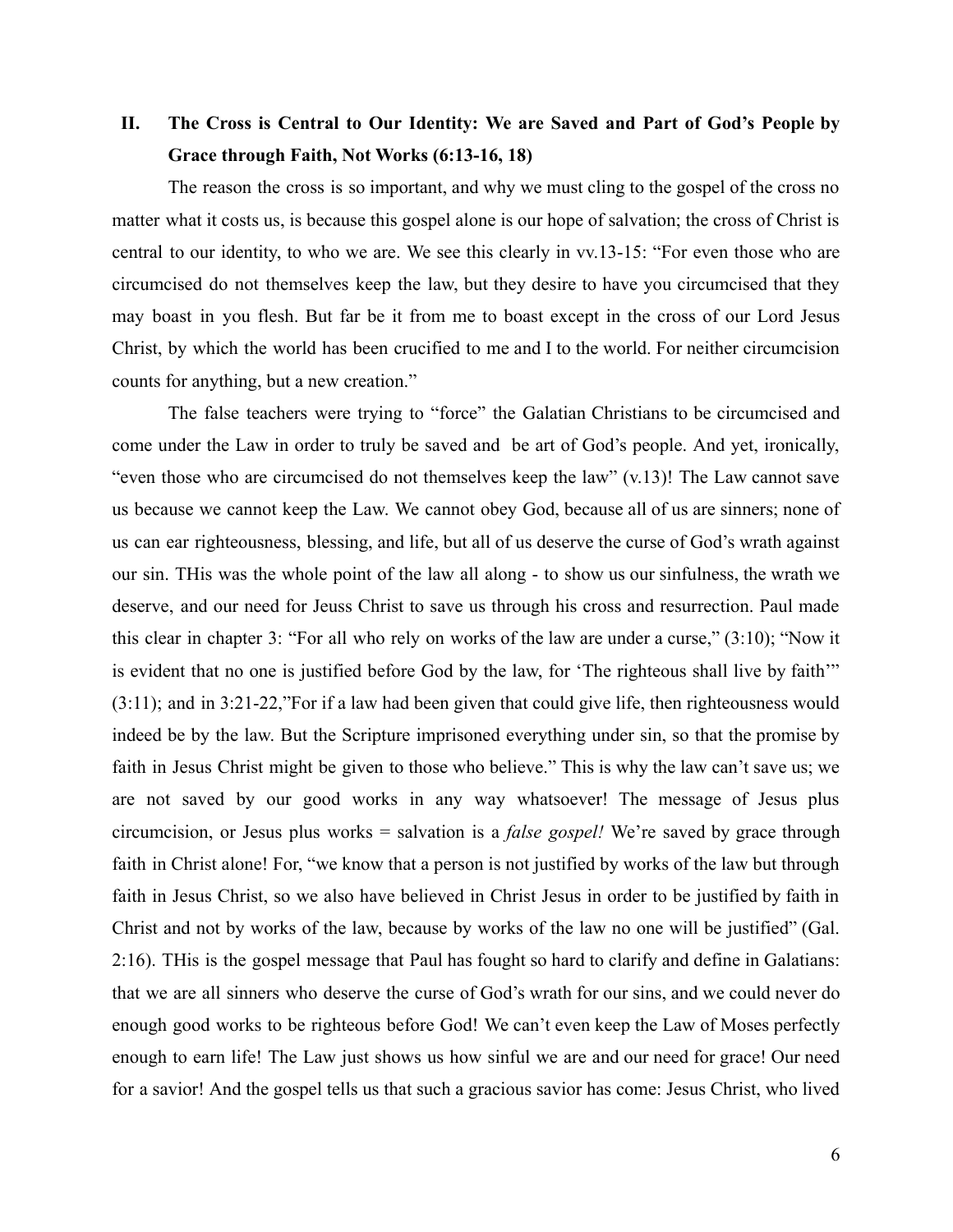## II. The Cross is Central to Our Identity: We are Saved and Part of God's People by Grace through Faith, Not Works (6:13-16, 18)

The reason the cross is so important, and why we must cling to the gospel of the cross no matter what it costs us, is because this gospel alone is our hope of salvation; the cross of Christ is central to our identity, to who we are. We see this clearly in vv.13-15: "For even those who are circumcised do not themselves keep the law, but they desire to have you circumcised that they may boast in you flesh. But far be it from me to boast except in the cross of our Lord Jesus Christ, by which the world has been crucified to me and I to the world. For neither circumcision counts for anything, but a new creation."

The false teachers were trying to "force" the Galatian Christians to be circumcised and come under the Law in order to truly be saved and  be art of God's people. And yet, ironically, "even those who are circumcised do not themselves keep the law" (v.13)! The Law cannot save us because we cannot keep the Law. We cannot obey God, because all of us are sinners; none of us can ear righteousness, blessing, and life, but all of us deserve the curse of God's wrath against our sin. THis was the whole point of the law all along - to show us our sinfulness, the wrath we deserve, and our need for Jeuss Christ to save us through his cross and resurrection. Paul made this clear in chapter 3: "For all who rely on works of the law are under a curse," (3:10); "Now it is evident that no one is justified before God by the law, for 'The righteous shall live by faith'" (3:11); and in 3:21-22,"For if a law had been given that could give life, then righteousness would indeed be by the law. But the Scripture imprisoned everything under sin, so that the promise by faith in Jesus Christ might be given to those who believe." This is why the law can't save us; we are not saved by our good works in any way whatsoever! The message of Jesus plus circumcision, or Jesus plus works = salvation is a *false gospel!* We're saved by grace through faith in Christ alone! For, "we know that a person is not justified by works of the law but through faith in Jesus Christ, so we also have believed in Christ Jesus in order to be justified by faith in Christ and not by works of the law, because by works of the law no one will be justified" (Gal. 2:16). THis is the gospel message that Paul has fought so hard to clarify and define in Galatians: that we are all sinners who deserve the curse of God's wrath for our sins, and we could never do enough good works to be righteous before God! We can't even keep the Law of Moses perfectly enough to earn life! The Law just shows us how sinful we are and our need for grace! Our need for a savior! And the gospel tells us that such a gracious savior has come: Jesus Christ, who lived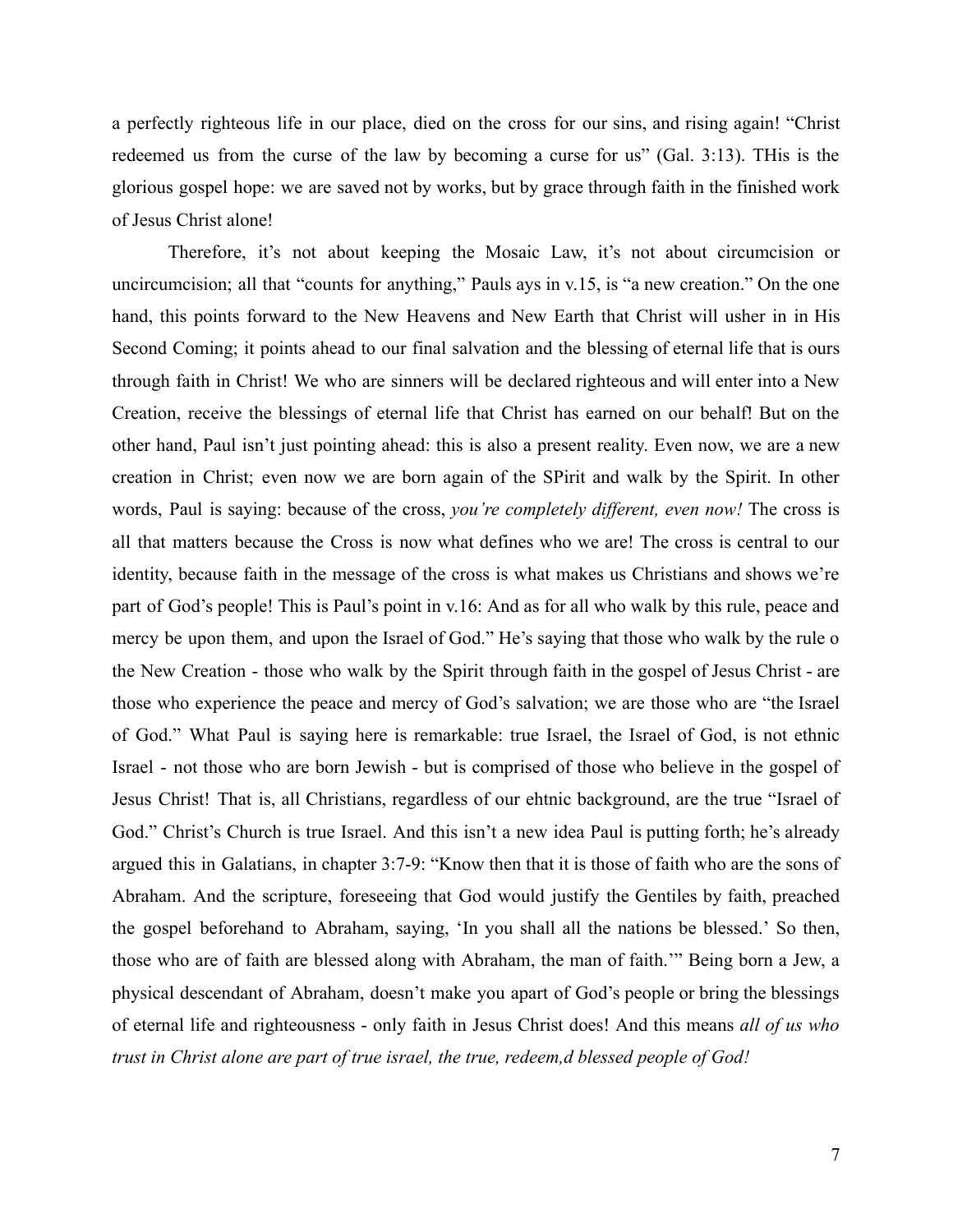a perfectly righteous life in our place, died on the cross for our sins, and rising again! "Christ redeemed us from the curse of the law by becoming a curse for us" (Gal. 3:13). THis is the glorious gospel hope: we are saved not by works, but by grace through faith in the finished work of Jesus Christ alone!

Therefore, it's not about keeping the Mosaic Law, it's not about circumcision or uncircumcision; all that "counts for anything," Pauls ays in v.15, is "a new creation." On the one hand, this points forward to the New Heavens and New Earth that Christ will usher in in His Second Coming; it points ahead to our final salvation and the blessing of eternal life that is ours through faith in Christ! We who are sinners will be declared righteous and will enter into a New Creation, receive the blessings of eternal life that Christ has earned on our behalf! But on the other hand, Paul isn't just pointing ahead: this is also a present reality. Even now, we are a new creation in Christ; even now we are born again of the SPirit and walk by the Spirit. In other words, Paul is saying: because of the cross, *you're completely different, even now!* The cross is all that matters because the Cross is now what defines who we are! The cross is central to our identity, because faith in the message of the cross is what makes us Christians and shows we're part of God's people! This is Paul's point in v.16: And as for all who walk by this rule, peace and mercy be upon them, and upon the Israel of God." He's saying that those who walk by the rule o the New Creation - those who walk by the Spirit through faith in the gospel of Jesus Christ - are those who experience the peace and mercy of God's salvation; we are those who are "the Israel of God." What Paul is saying here is remarkable: true Israel, the Israel of God, is not ethnic Israel - not those who are born Jewish - but is comprised of those who believe in the gospel of Jesus Christ! That is, all Christians, regardless of our ehtnic background, are the true "Israel of God." Christ's Church is true Israel. And this isn't a new idea Paul is putting forth; he's already argued this in Galatians, in chapter 3:7-9: "Know then that it is those of faith who are the sons of Abraham. And the scripture, foreseeing that God would justify the Gentiles by faith, preached the gospel beforehand to Abraham, saying, 'In you shall all the nations be blessed.' So then, those who are of faith are blessed along with Abraham, the man of faith.'" Being born a Jew, a physical descendant of Abraham, doesn't make you apart of God's people or bring the blessings of eternal life and righteousness - only faith in Jesus Christ does! And this means *all of us who trust in Christ alone are part of true israel, the true, redeem,d blessed people of God!*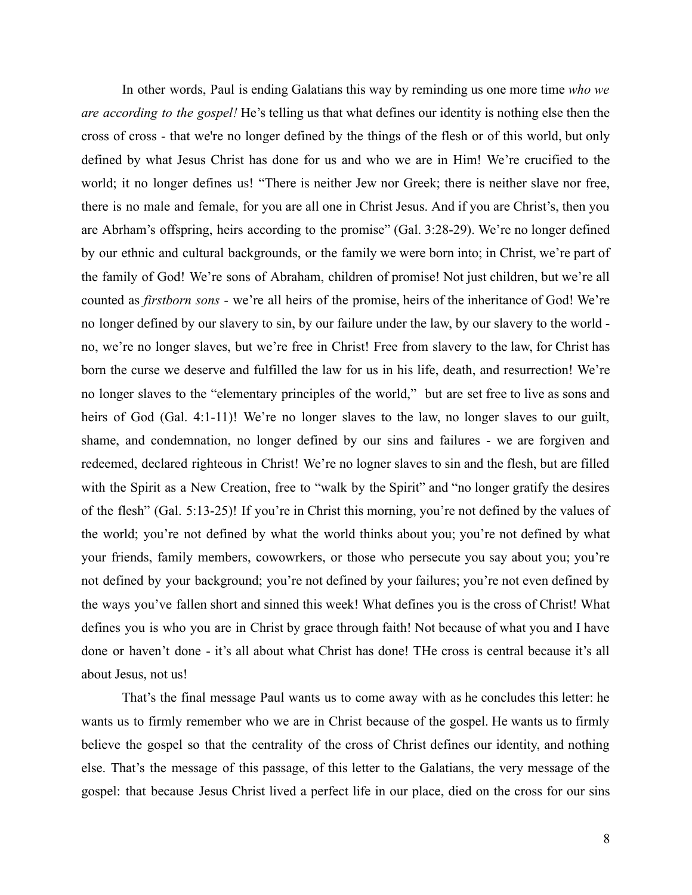In other words, Paul is ending Galatians this way by reminding us one more time *who we are according to the gospel!* He's telling us that what defines our identity is nothing else then the cross of cross - that we're no longer defined by the things of the flesh or of this world, but only defined by what Jesus Christ has done for us and who we are in Him! We're crucified to the world; it no longer defines us! "There is neither Jew nor Greek; there is neither slave nor free, there is no male and female, for you are all one in Christ Jesus. And if you are Christ's, then you are Abrham's offspring, heirs according to the promise" (Gal. 3:28-29). We're no longer defined by our ethnic and cultural backgrounds, or the family we were born into; in Christ, we're part of the family of God! We're sons of Abraham, children of promise! Not just children, but we're all counted as *firstborn sons -* we're all heirs of the promise, heirs of the inheritance of God! We're no longer defined by our slavery to sin, by our failure under the law, by our slavery to the world - no, we're no longer slaves, but we're free in Christ! Free from slavery to the law, for Christ has born the curse we deserve and fulfilled the law for us in his life, death, and resurrection! We're no longer slaves to the "elementary principles of the world," but are set free to live as sons and heirs of God (Gal. 4:1-11)! We're no longer slaves to the law, no longer slaves to our guilt, shame, and condemnation, no longer defined by our sins and failures - we are forgiven and redeemed, declared righteous in Christ! We're no logner slaves to sin and the flesh, but are filled with the Spirit as a New Creation, free to "walk by the Spirit" and "no longer gratify the desires of the flesh" (Gal. 5:13-25)! If you're in Christ this morning, you're not defined by the values of the world; you're not defined by what the world thinks about you; you're not defined by what your friends, family members, cowowrkers, or those who persecute you say about you; you're not defined by your background; you're not defined by your failures; you're not even defined by the ways you've fallen short and sinned this week! What defines you is the cross of Christ! What defines you is who you are in Christ by grace through faith! Not because of what you and I have done or haven't done - it's all about what Christ has done! THe cross is central because it's all about Jesus, not us!

That's the final message Paul wants us to come away with as he concludes this letter: he wants us to firmly remember who we are in Christ because of the gospel. He wants us to firmly believe the gospel so that the centrality of the cross of Christ defines our identity, and nothing else. That's the message of this passage, of this letter to the Galatians, the very message of the gospel: that because Jesus Christ lived a perfect life in our place, died on the cross for our sins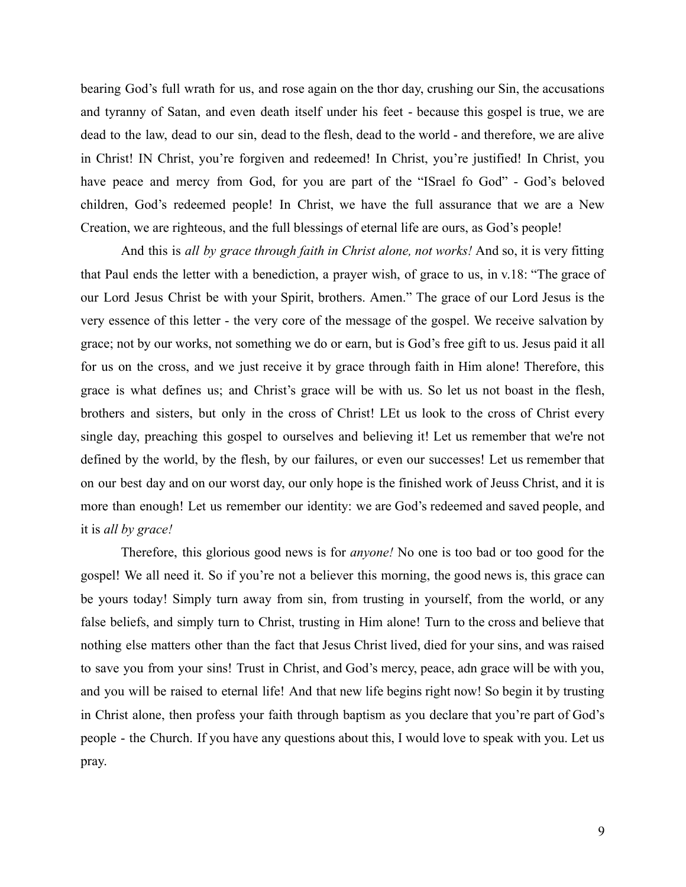bearing God's full wrath for us, and rose again on the thor day, crushing our Sin, the accusations and tyranny of Satan, and even death itself under his feet - because this gospel is true, we are dead to the law, dead to our sin, dead to the flesh, dead to the world - and therefore, we are alive in Christ! IN Christ, you're forgiven and redeemed! In Christ, you're justified! In Christ, you have peace and mercy from God, for you are part of the "ISrael fo God" - God's beloved children, God's redeemed people! In Christ, we have the full assurance that we are a New Creation, we are righteous, and the full blessings of eternal life are ours, as God's people!

And this is *all by grace through faith in Christ alone, not works!* And so, it is very fitting that Paul ends the letter with a benediction, a prayer wish, of grace to us, in v.18: "The grace of our Lord Jesus Christ be with your Spirit, brothers. Amen." The grace of our Lord Jesus is the very essence of this letter - the very core of the message of the gospel. We receive salvation by grace; not by our works, not something we do or earn, but is God's free gift to us. Jesus paid it all for us on the cross, and we just receive it by grace through faith in Him alone! Therefore, this grace is what defines us; and Christ's grace will be with us. So let us not boast in the flesh, brothers and sisters, but only in the cross of Christ! LEt us look to the cross of Christ every single day, preaching this gospel to ourselves and believing it! Let us remember that we're not defined by the world, by the flesh, by our failures, or even our successes! Let us remember that on our best day and on our worst day, our only hope is the finished work of Jeuss Christ, and it is more than enough! Let us remember our identity: we are God's redeemed and saved people, and it is *all by grace!*

Therefore, this glorious good news is for *anyone!* No one is too bad or too good for the gospel! We all need it. So if you're not a believer this morning, the good news is, this grace can be yours today! Simply turn away from sin, from trusting in yourself, from the world, or any false beliefs, and simply turn to Christ, trusting in Him alone! Turn to the cross and believe that nothing else matters other than the fact that Jesus Christ lived, died for your sins, and was raised to save you from your sins! Trust in Christ, and God's mercy, peace, adn grace will be with you, and you will be raised to eternal life! And that new life begins right now! So begin it by trusting in Christ alone, then profess your faith through baptism as you declare that you're part of God's people - the Church. If you have any questions about this, I would love to speak with you. Let us pray.